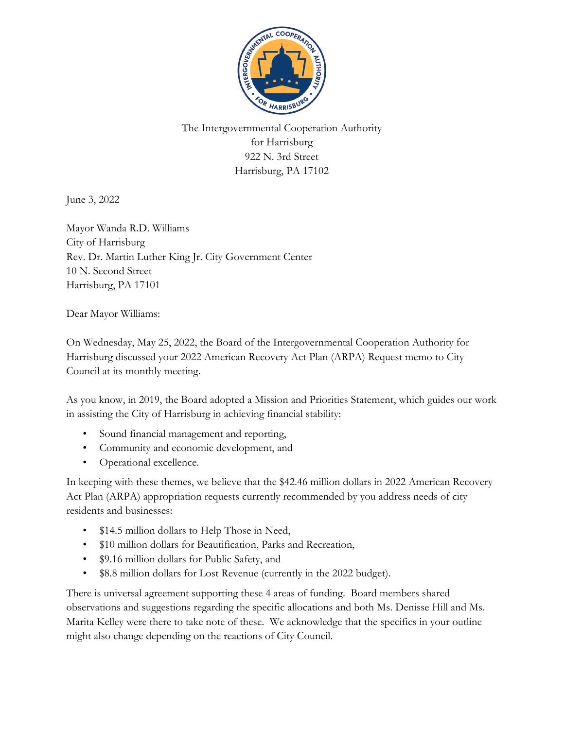The Intergovernmental Cooperation Authority
for Harrisburg
922 N. 3rd Street
Harrisburg, PA 17102

June 3, 2022

Mayor Wanda R.D. Williams
City of Harrisburg
Rev. Dr. Martin Luther King Jr. City Government Center
10 N. Second Street
Harrisburg, PA 17101

Dear Mayor Williams:

On Wednesday, May 25, 2022, the Board of the Intergovernmental Cooperation Authority for Harrisburg discussed your 2022 American Recovery Act Plan (ARPA) Request memo to City Council at its monthly meeting.

As you know, in 2019, the Board adopted a Mission and Priorities Statement, which guides our work in assisting the City of Harrisburg in achieving financial stability:

- Sound financial management and reporting,
- Community and economic development, and
- Operational excellence.

In keeping with these themes, we believe that the $42.46 million dollars in 2022 American Recovery Act Plan (ARPA) appropriation requests currently recommended by you address needs of city residents and businesses:

- $14.5 million dollars to Help Those in Need,
- $10 million dollars for Beautification, Parks and Recreation,
- $9.16 million dollars for Public Safety, and
- $8.8 million dollars for Lost Revenue (currently in the 2022 budget).

There is universal agreement supporting these 4 areas of funding. Board members shared observations and suggestions regarding the specific allocations and both Ms. Denisse Hill and Ms. Marita Kelley were there to take note of these. We acknowledge that the specifics in your outline might also change depending on the reactions of City Council.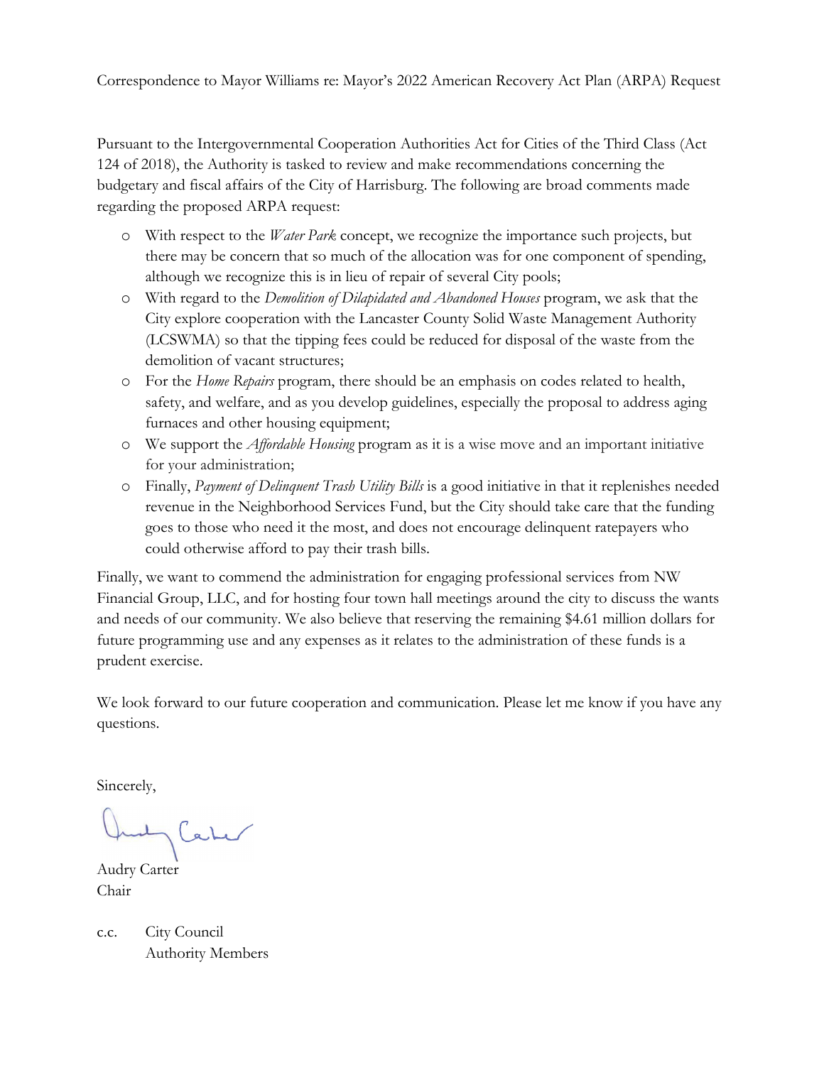Correspondence to Mayor Williams re: Mayor's 2022 American Recovery Act Plan (ARPA) Request

Pursuant to the Intergovernmental Cooperation Authorities Act for Cities of the Third Class (Act 124 of 2018), the Authority is tasked to review and make recommendations concerning the budgetary and fiscal affairs of the City of Harrisburg. The following are broad comments made regarding the proposed ARPA request:

- With respect to the *Water Park* concept, we recognize the importance such projects, but there may be concern that so much of the allocation was for one component of spending, although we recognize this is in lieu of repair of several City pools;
- With regard to the *Demolition of Dilapidated and Abandoned Houses* program, we ask that the City explore cooperation with the Lancaster County Solid Waste Management Authority (LCSWMA) so that the tipping fees could be reduced for disposal of the waste from the demolition of vacant structures;
- For the *Home Repairs* program, there should be an emphasis on codes related to health, safety, and welfare, and as you develop guidelines, especially the proposal to address aging furnaces and other housing equipment;
- We support the *Affordable Housing* program as it is a wise move and an important initiative for your administration;
- Finally, *Payment of Delinquent Trash Utility Bills* is a good initiative in that it replenishes needed revenue in the Neighborhood Services Fund, but the City should take care that the funding goes to those who need it the most, and does not encourage delinquent ratepayers who could otherwise afford to pay their trash bills.

Finally, we want to commend the administration for engaging professional services from NW Financial Group, LLC, and for hosting four town hall meetings around the city to discuss the wants and needs of our community. We also believe that reserving the remaining $4.61 million dollars for future programming use and any expenses as it relates to the administration of these funds is a prudent exercise.

We look forward to our future cooperation and communication. Please let me know if you have any questions.

Sincerely,

Audry Carter
Chair

c.c. City Council
Authority Members